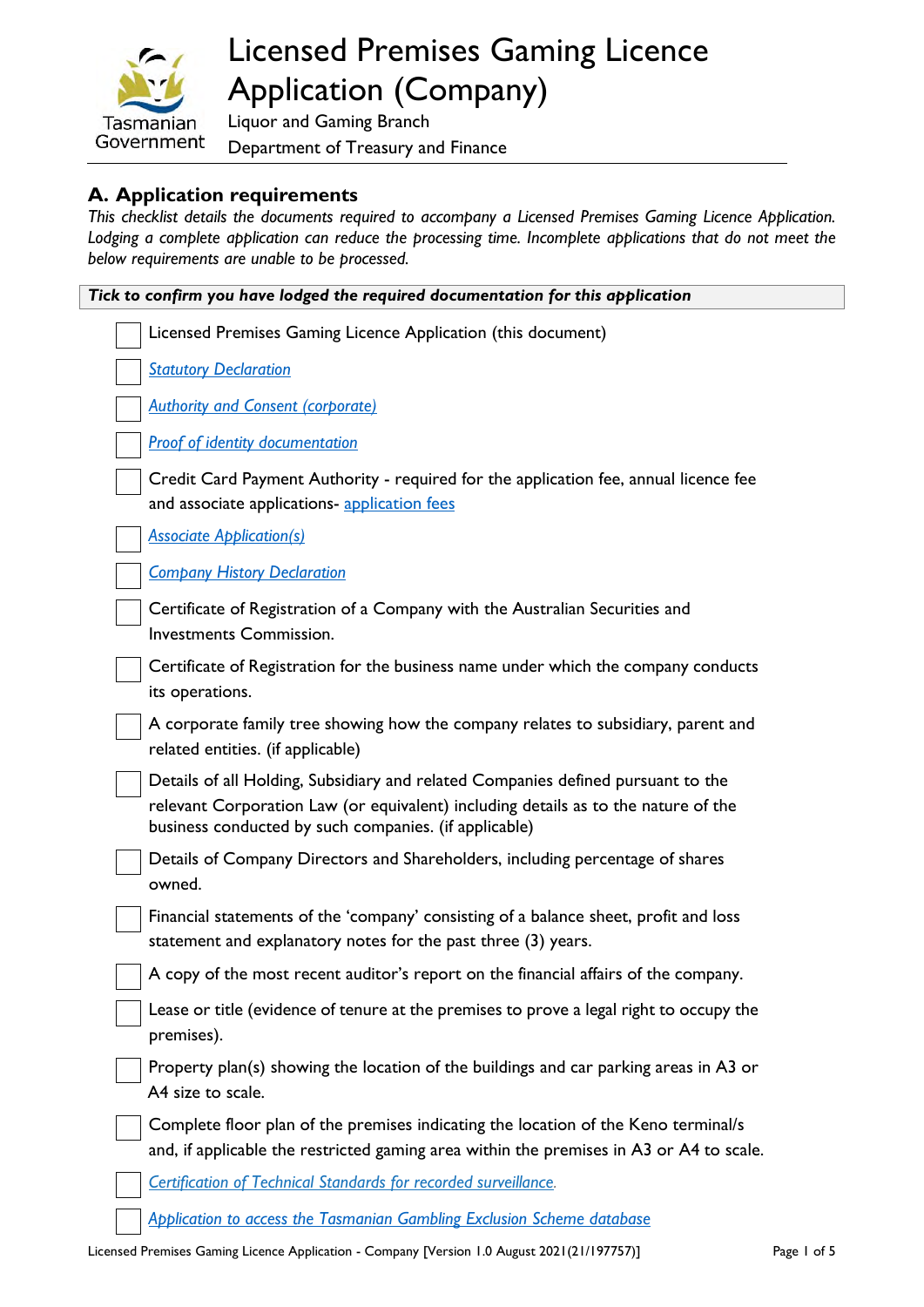# Licensed Premises Gaming Licence Application (Company)

Liquor and Gaming Branch

Department of Treasury and Finance

## A. Application requirements

*This checklist details the documents required to accompany a Licensed Premises Gaming Licence Application. Lodging a complete application can reduce the processing time. Incomplete applications that do not meet the below requirements are unable to be processed.*

***Tick to confirm you have lodged the required documentation for this application***

- ☐ Licensed Premises Gaming Licence Application (this document)
- ☐ *Statutory Declaration*
- ☐ *Authority and Consent (corporate)*
- ☐ *Proof of identity documentation*
- ☐ Credit Card Payment Authority - required for the application fee, annual licence fee and associate applications- application fees
- ☐ *Associate Application(s)*
- ☐ *Company History Declaration*
- ☐ Certificate of Registration of a Company with the Australian Securities and Investments Commission.
- ☐ Certificate of Registration for the business name under which the company conducts its operations.
- ☐ A corporate family tree showing how the company relates to subsidiary, parent and related entities. (if applicable)
- ☐ Details of all Holding, Subsidiary and related Companies defined pursuant to the relevant Corporation Law (or equivalent) including details as to the nature of the business conducted by such companies. (if applicable)
- ☐ Details of Company Directors and Shareholders, including percentage of shares owned.
- ☐ Financial statements of the 'company' consisting of a balance sheet, profit and loss statement and explanatory notes for the past three (3) years.
- ☐ A copy of the most recent auditor's report on the financial affairs of the company.
- ☐ Lease or title (evidence of tenure at the premises to prove a legal right to occupy the premises).
- ☐ Property plan(s) showing the location of the buildings and car parking areas in A3 or A4 size to scale.
- ☐ Complete floor plan of the premises indicating the location of the Keno terminal/s and, if applicable the restricted gaming area within the premises in A3 or A4 to scale.
- ☐ *Certification of Technical Standards for recorded surveillance.*
- ☐ *Application to access the Tasmanian Gambling Exclusion Scheme database*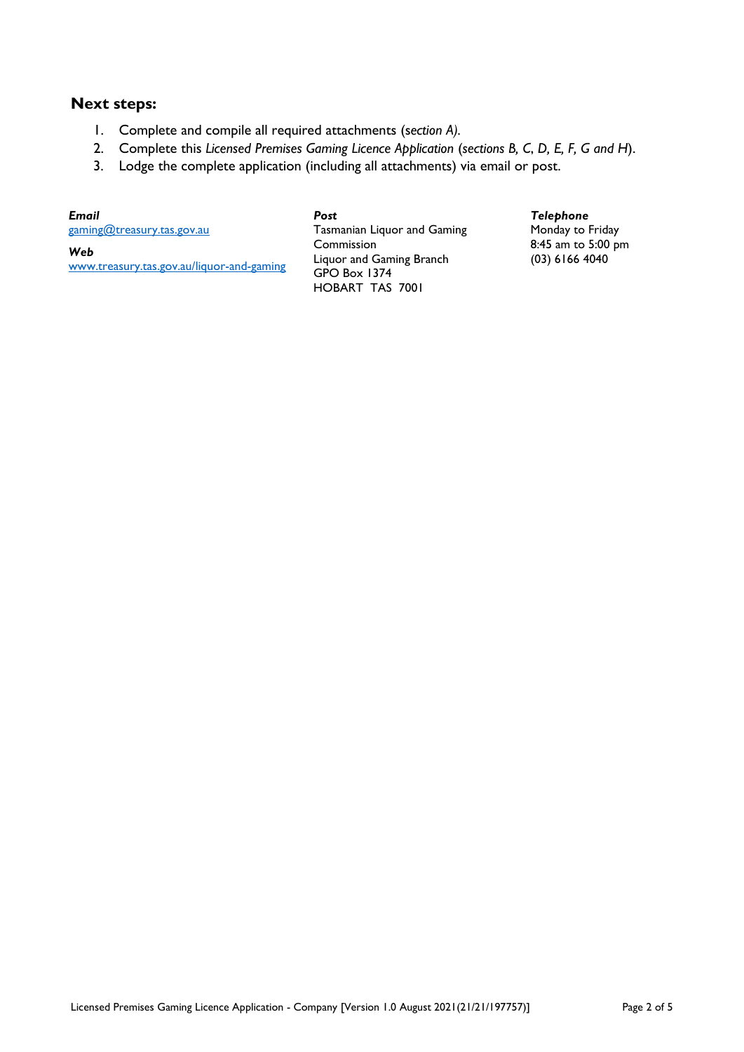## Next steps:

1. Complete and compile all required attachments (*section A).*
2. Complete this *Licensed Premises Gaming Licence Application* (*sections B, C, D, E, F, G and H*).
3. Lodge the complete application (including all attachments) via email or post.

***Email***
gaming@treasury.tas.gov.au

***Web***
www.treasury.tas.gov.au/liquor-and-gaming

***Post***
Tasmanian Liquor and Gaming Commission
Liquor and Gaming Branch
GPO Box 1374
HOBART TAS 7001

***Telephone***
Monday to Friday
8:45 am to 5:00 pm
(03) 6166 4040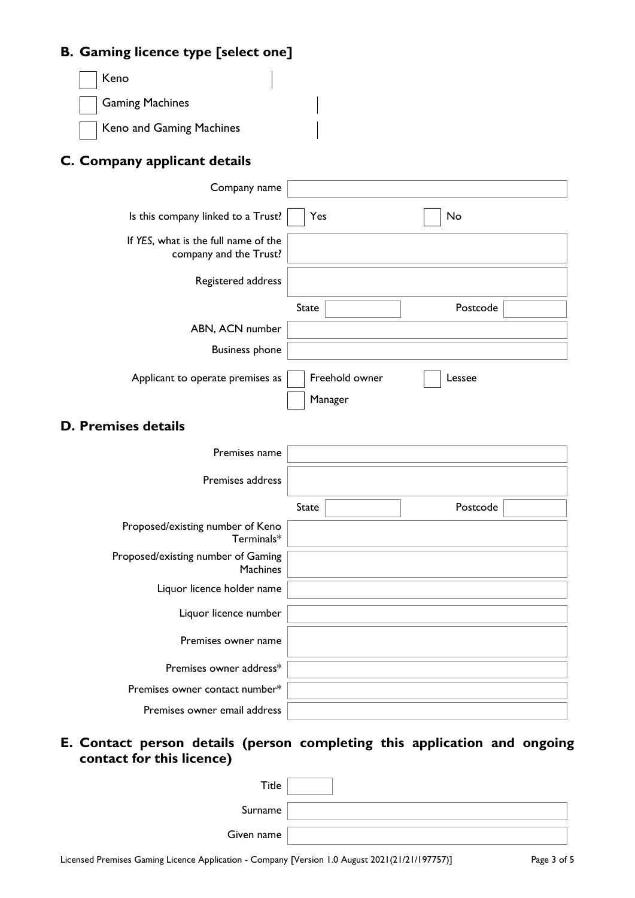## B. Gaming licence type [select one]

- [ ] Keno
- [ ] Gaming Machines
- [ ] Keno and Gaming Machines

## C. Company applicant details

| | |
|---|---|
| Company name | |
| Is this company linked to a Trust? | [ ] Yes [ ] No |
| If *YES*, what is the full name of the company and the Trust? | |
| Registered address | |
| | State: Postcode: |
| ABN, ACN number | |
| Business phone | |
| Applicant to operate premises as | [ ] Freehold owner [ ] Lessee [ ] Manager |

## D. Premises details

| | |
|---|---|
| Premises name | |
| Premises address | |
| | State: Postcode: |
| Proposed/existing number of Keno Terminals* | |
| Proposed/existing number of Gaming Machines | |
| Liquor licence holder name | |
| Liquor licence number | |
| Premises owner name | |
| Premises owner address* | |
| Premises owner contact number* | |
| Premises owner email address | |

## E. Contact person details (person completing this application and ongoing contact for this licence)

| | |
|---|---|
| Title | |
| Surname | |
| Given name | |

Licensed Premises Gaming Licence Application - Company [Version 1.0 August 2021(21/21/197757)]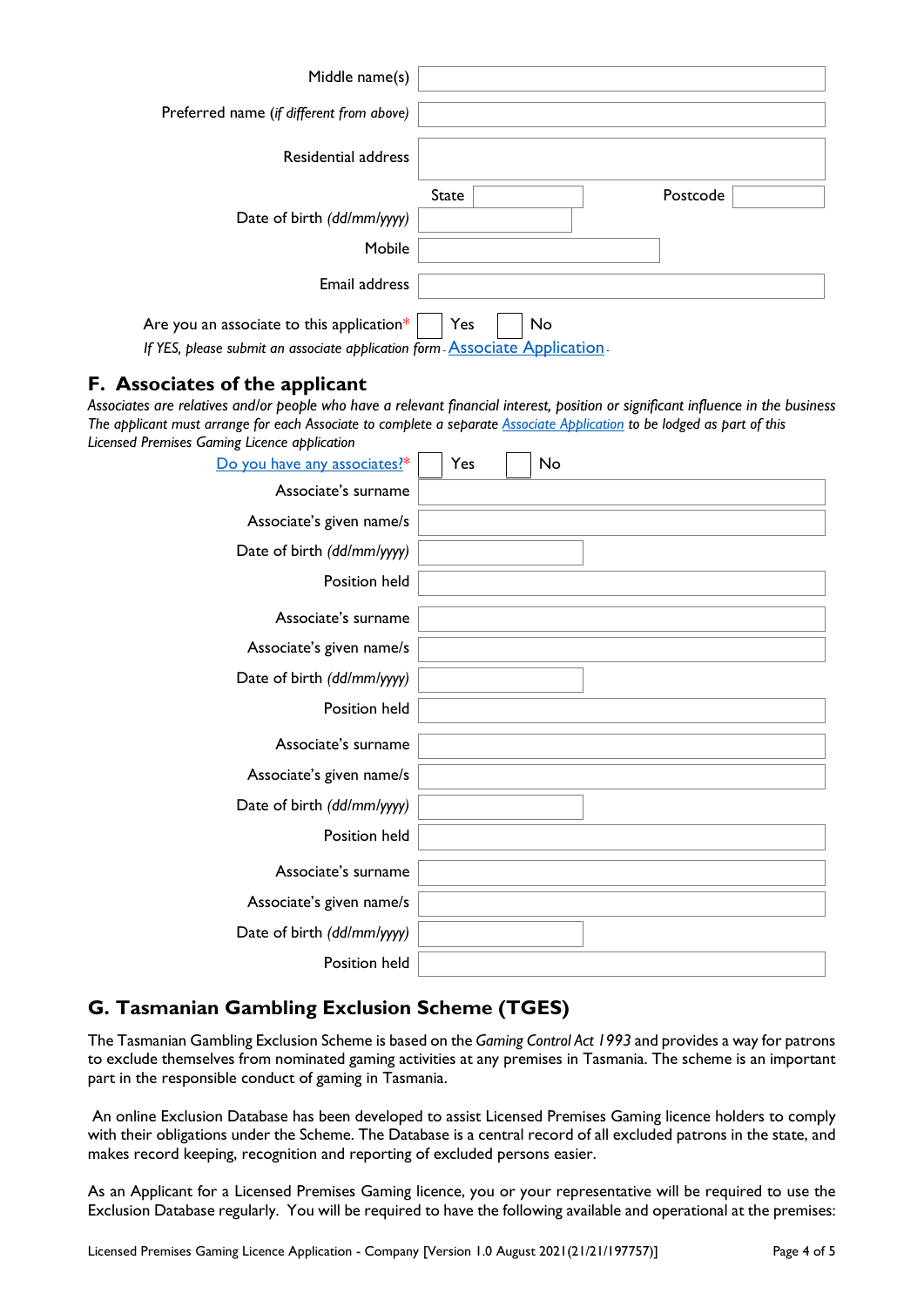| | |
|---|---|
| Middle name(s) | |
| Preferred name (*if different from above)* | |
| Residential address | |
| | State | Postcode |
| Date of birth *(dd/mm/yyyy)* | |
| Mobile | |
| Email address | |

Are you an associate to this application* ☐ Yes ☐ No

*If YES, please submit an associate application form* - Associate Application -

## F. Associates of the applicant

*Associates are relatives and/or people who have a relevant financial interest, position or significant influence in the business The applicant must arrange for each Associate to complete a separate Associate Application to be lodged as part of this Licensed Premises Gaming Licence application*

Do you have any associates?* ☐ Yes ☐ No

| | |
|---|---|
| Associate's surname | |
| Associate's given name/s | |
| Date of birth *(dd/mm/yyyy)* | |
| Position held | |
| Associate's surname | |
| Associate's given name/s | |
| Date of birth *(dd/mm/yyyy)* | |
| Position held | |
| Associate's surname | |
| Associate's given name/s | |
| Date of birth *(dd/mm/yyyy)* | |
| Position held | |
| Associate's surname | |
| Associate's given name/s | |
| Date of birth *(dd/mm/yyyy)* | |
| Position held | |

## G. Tasmanian Gambling Exclusion Scheme (TGES)

The Tasmanian Gambling Exclusion Scheme is based on the *Gaming Control Act 1993* and provides a way for patrons to exclude themselves from nominated gaming activities at any premises in Tasmania. The scheme is an important part in the responsible conduct of gaming in Tasmania.

An online Exclusion Database has been developed to assist Licensed Premises Gaming licence holders to comply with their obligations under the Scheme. The Database is a central record of all excluded patrons in the state, and makes record keeping, recognition and reporting of excluded persons easier.

As an Applicant for a Licensed Premises Gaming licence, you or your representative will be required to use the Exclusion Database regularly. You will be required to have the following available and operational at the premises: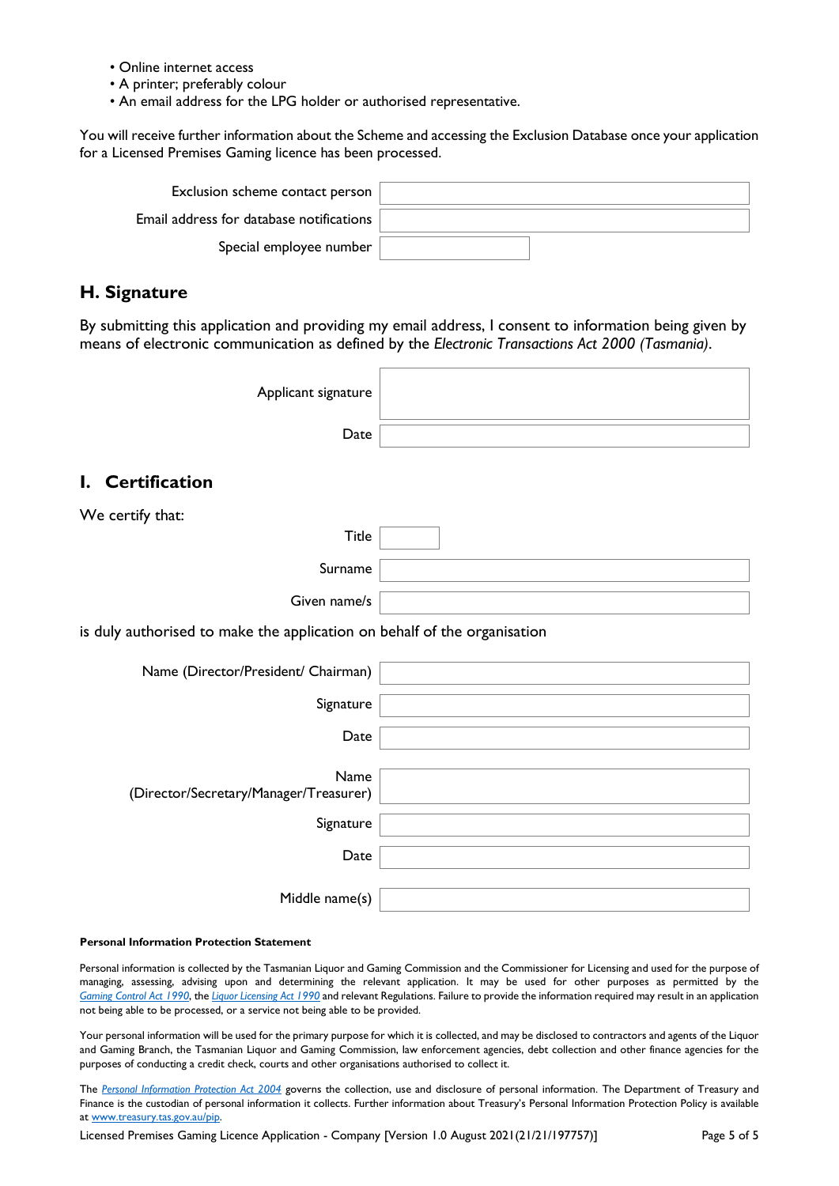- Online internet access
- A printer; preferably colour
- An email address for the LPG holder or authorised representative.

You will receive further information about the Scheme and accessing the Exclusion Database once your application for a Licensed Premises Gaming licence has been processed.

| | |
|---|---|
| Exclusion scheme contact person | |
| Email address for database notifications | |
| Special employee number | |

## H. Signature

By submitting this application and providing my email address, I consent to information being given by means of electronic communication as defined by the *Electronic Transactions Act 2000 (Tasmania)*.

| | |
|---|---|
| Applicant signature | |
| Date | |

## I. Certification

We certify that:

| | |
|---|---|
| Title | |
| Surname | |
| Given name/s | |

is duly authorised to make the application on behalf of the organisation

| | |
|---|---|
| Name (Director/President/ Chairman) | |
| Signature | |
| Date | |
| Name (Director/Secretary/Manager/Treasurer) | |
| Signature | |
| Date | |
| Middle name(s) | |

**Personal Information Protection Statement**

Personal information is collected by the Tasmanian Liquor and Gaming Commission and the Commissioner for Licensing and used for the purpose of managing, assessing, advising upon and determining the relevant application. It may be used for other purposes as permitted by the *Gaming Control Act 1990*, the *Liquor Licensing Act 1990* and relevant Regulations. Failure to provide the information required may result in an application not being able to be processed, or a service not being able to be provided.

Your personal information will be used for the primary purpose for which it is collected, and may be disclosed to contractors and agents of the Liquor and Gaming Branch, the Tasmanian Liquor and Gaming Commission, law enforcement agencies, debt collection and other finance agencies for the purposes of conducting a credit check, courts and other organisations authorised to collect it.

The *Personal Information Protection Act 2004* governs the collection, use and disclosure of personal information. The Department of Treasury and Finance is the custodian of personal information it collects. Further information about Treasury's Personal Information Protection Policy is available at www.treasury.tas.gov.au/pip.

Licensed Premises Gaming Licence Application - Company [Version 1.0 August 2021(21/21/197757)]